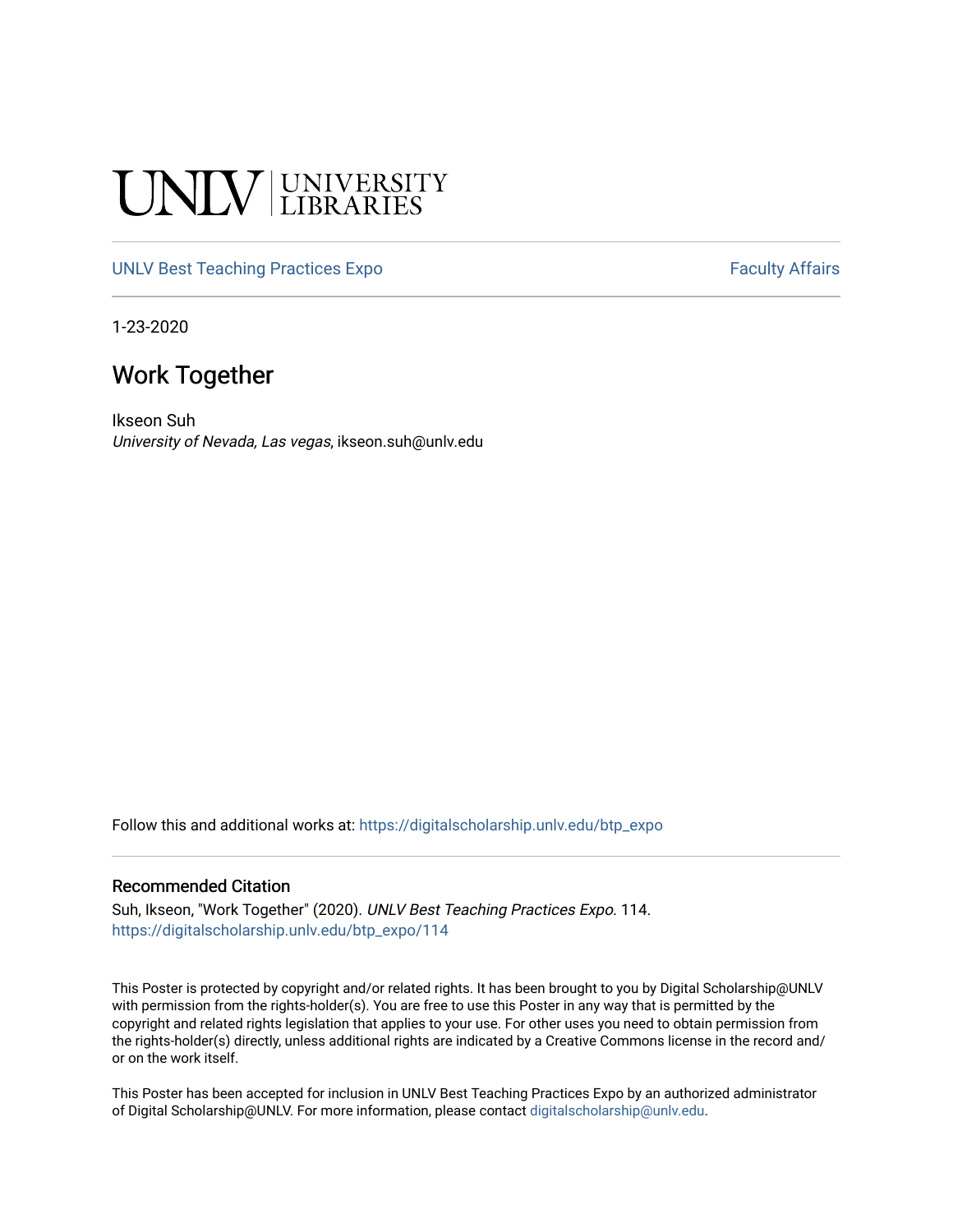UNLV | UNIVERSITY LIBRARIES

UNLV Best Teaching Practices Expo — Faculty Affairs

1-23-2020

# Work Together

Ikseon Suh
*University of Nevada, Las vegas*, ikseon.suh@unlv.edu

Follow this and additional works at: https://digitalscholarship.unlv.edu/btp_expo

## Recommended Citation

Suh, Ikseon, "Work Together" (2020). *UNLV Best Teaching Practices Expo*. 114.
https://digitalscholarship.unlv.edu/btp_expo/114

This Poster is protected by copyright and/or related rights. It has been brought to you by Digital Scholarship@UNLV with permission from the rights-holder(s). You are free to use this Poster in any way that is permitted by the copyright and related rights legislation that applies to your use. For other uses you need to obtain permission from the rights-holder(s) directly, unless additional rights are indicated by a Creative Commons license in the record and/or on the work itself.

This Poster has been accepted for inclusion in UNLV Best Teaching Practices Expo by an authorized administrator of Digital Scholarship@UNLV. For more information, please contact digitalscholarship@unlv.edu.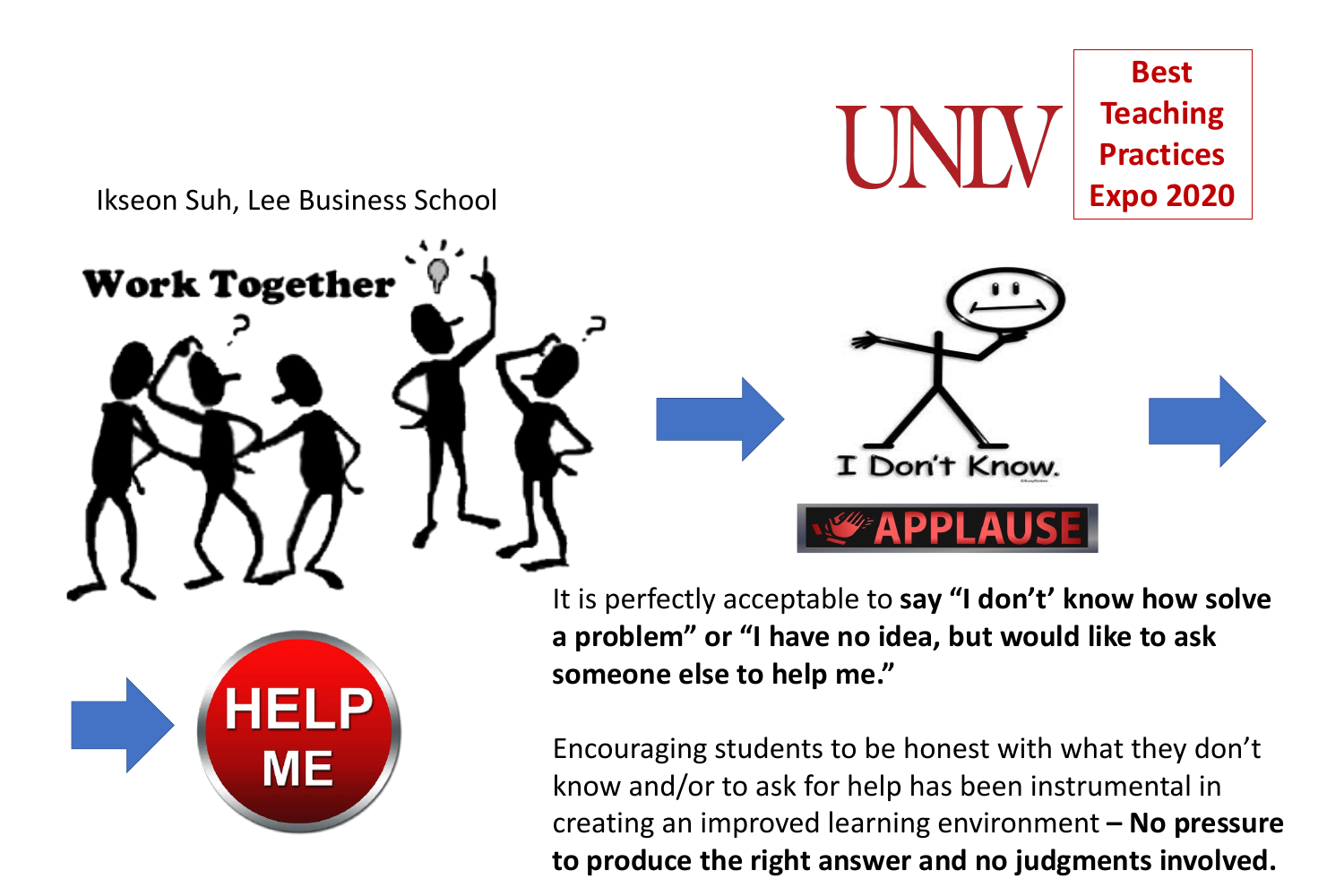Ikseon Suh, Lee Business School

UNLV

**Best Teaching Practices Expo 2020**

Work Together

I Don't Know.

APPLAUSE

HELP ME

It is perfectly acceptable to **say "I don't' know how solve a problem" or "I have no idea, but would like to ask someone else to help me."**

Encouraging students to be honest with what they don't know and/or to ask for help has been instrumental in creating an improved learning environment **– No pressure to produce the right answer and no judgments involved.**